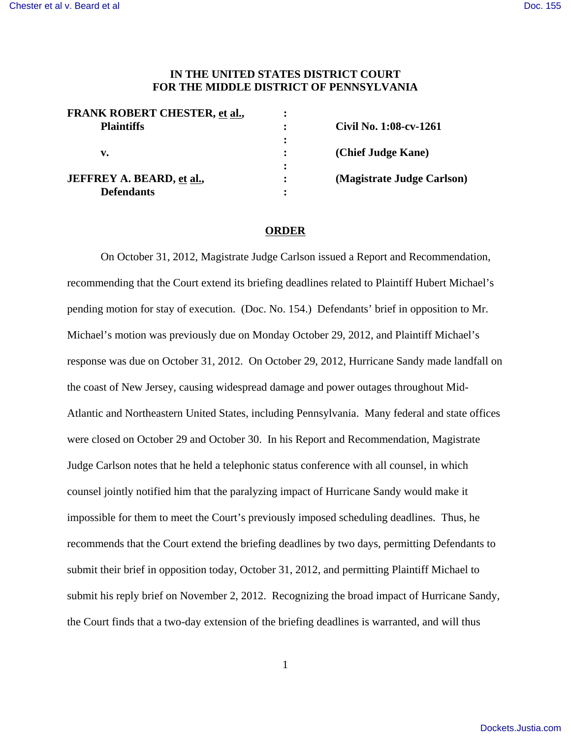# IN THE UNITED STATES DISTRICT COURT
# FOR THE MIDDLE DISTRICT OF PENNSYLVANIA

| | | |
|---|---|---|
| **FRANK ROBERT CHESTER, et al.,** | : | |
| **Plaintiffs** | : | **Civil No. 1:08-cv-1261** |
| | : | |
| **v.** | : | **(Chief Judge Kane)** |
| | : | |
| **JEFFREY A. BEARD, et al.,** | : | **(Magistrate Judge Carlson)** |
| **Defendants** | : | |

## ORDER

On October 31, 2012, Magistrate Judge Carlson issued a Report and Recommendation, recommending that the Court extend its briefing deadlines related to Plaintiff Hubert Michael's pending motion for stay of execution. (Doc. No. 154.) Defendants' brief in opposition to Mr. Michael's motion was previously due on Monday October 29, 2012, and Plaintiff Michael's response was due on October 31, 2012. On October 29, 2012, Hurricane Sandy made landfall on the coast of New Jersey, causing widespread damage and power outages throughout Mid-Atlantic and Northeastern United States, including Pennsylvania. Many federal and state offices were closed on October 29 and October 30. In his Report and Recommendation, Magistrate Judge Carlson notes that he held a telephonic status conference with all counsel, in which counsel jointly notified him that the paralyzing impact of Hurricane Sandy would make it impossible for them to meet the Court's previously imposed scheduling deadlines. Thus, he recommends that the Court extend the briefing deadlines by two days, permitting Defendants to submit their brief in opposition today, October 31, 2012, and permitting Plaintiff Michael to submit his reply brief on November 2, 2012. Recognizing the broad impact of Hurricane Sandy, the Court finds that a two-day extension of the briefing deadlines is warranted, and will thus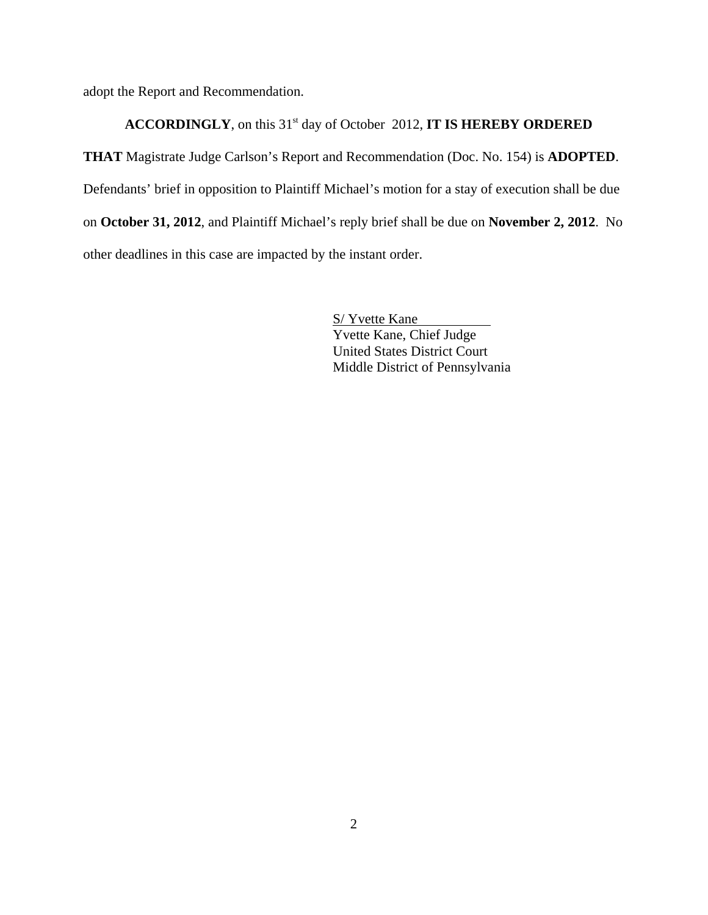adopt the Report and Recommendation.

**ACCORDINGLY**, on this 31st day of October 2012, **IT IS HEREBY ORDERED THAT** Magistrate Judge Carlson's Report and Recommendation (Doc. No. 154) is **ADOPTED**. Defendants' brief in opposition to Plaintiff Michael's motion for a stay of execution shall be due on **October 31, 2012**, and Plaintiff Michael's reply brief shall be due on **November 2, 2012**. No other deadlines in this case are impacted by the instant order.

S/ Yvette Kane
Yvette Kane, Chief Judge
United States District Court
Middle District of Pennsylvania